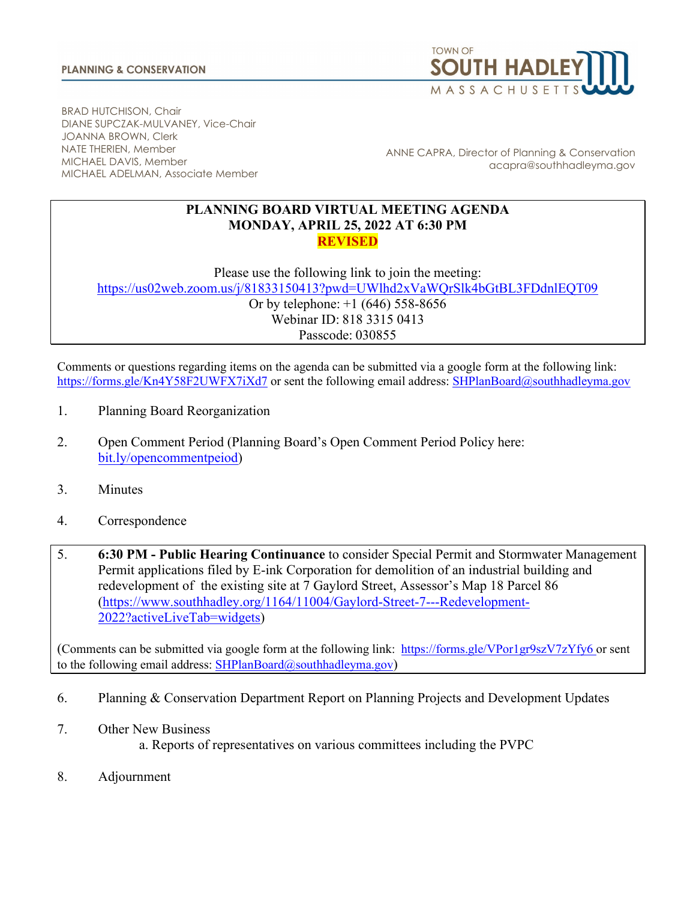**PLANNING & CONSERVATION**

TOWN OF
**SOUTH HADLEY**
MASSACHUSETTS

BRAD HUTCHISON, Chair
DIANE SUPCZAK-MULVANEY, Vice-Chair
JOANNA BROWN, Clerk
NATE THERIEN, Member
MICHAEL DAVIS, Member
MICHAEL ADELMAN, Associate Member

ANNE CAPRA, Director of Planning & Conservation
acapra@southhadleyma.gov

# PLANNING BOARD VIRTUAL MEETING AGENDA
## MONDAY, APRIL 25, 2022 AT 6:30 PM
**REVISED**

Please use the following link to join the meeting:
https://us02web.zoom.us/j/81833150413?pwd=UWlhd2xVaWQrSlk4bGtBL3FDdnlEQT09
Or by telephone: +1 (646) 558-8656
Webinar ID: 818 3315 0413
Passcode: 030855

Comments or questions regarding items on the agenda can be submitted via a google form at the following link: https://forms.gle/Kn4Y58F2UWFX7iXd7 or sent the following email address: SHPlanBoard@southhadleyma.gov

1. Planning Board Reorganization

2. Open Comment Period (Planning Board's Open Comment Period Policy here: bit.ly/opencommentpeiod)

3. Minutes

4. Correspondence

5. **6:30 PM - Public Hearing Continuance** to consider Special Permit and Stormwater Management Permit applications filed by E-ink Corporation for demolition of an industrial building and redevelopment of the existing site at 7 Gaylord Street, Assessor's Map 18 Parcel 86 (https://www.southhadley.org/1164/11004/Gaylord-Street-7---Redevelopment-2022?activeLiveTab=widgets)

(Comments can be submitted via google form at the following link: https://forms.gle/VPor1gr9szV7zYfy6 or sent to the following email address: SHPlanBoard@southhadleyma.gov)

6. Planning & Conservation Department Report on Planning Projects and Development Updates

7. Other New Business
   a. Reports of representatives on various committees including the PVPC

8. Adjournment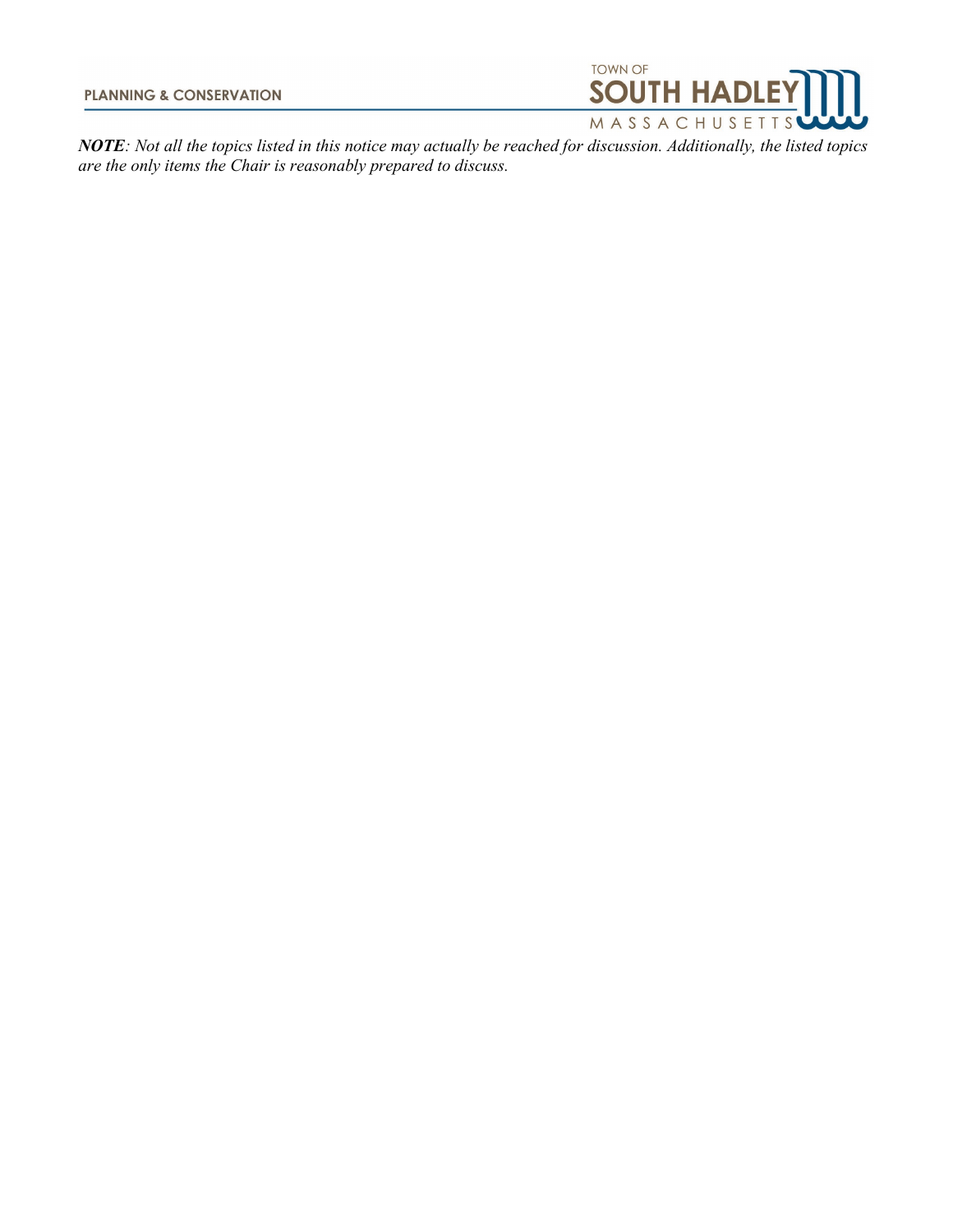***NOTE****: Not all the topics listed in this notice may actually be reached for discussion. Additionally, the listed topics are the only items the Chair is reasonably prepared to discuss.*